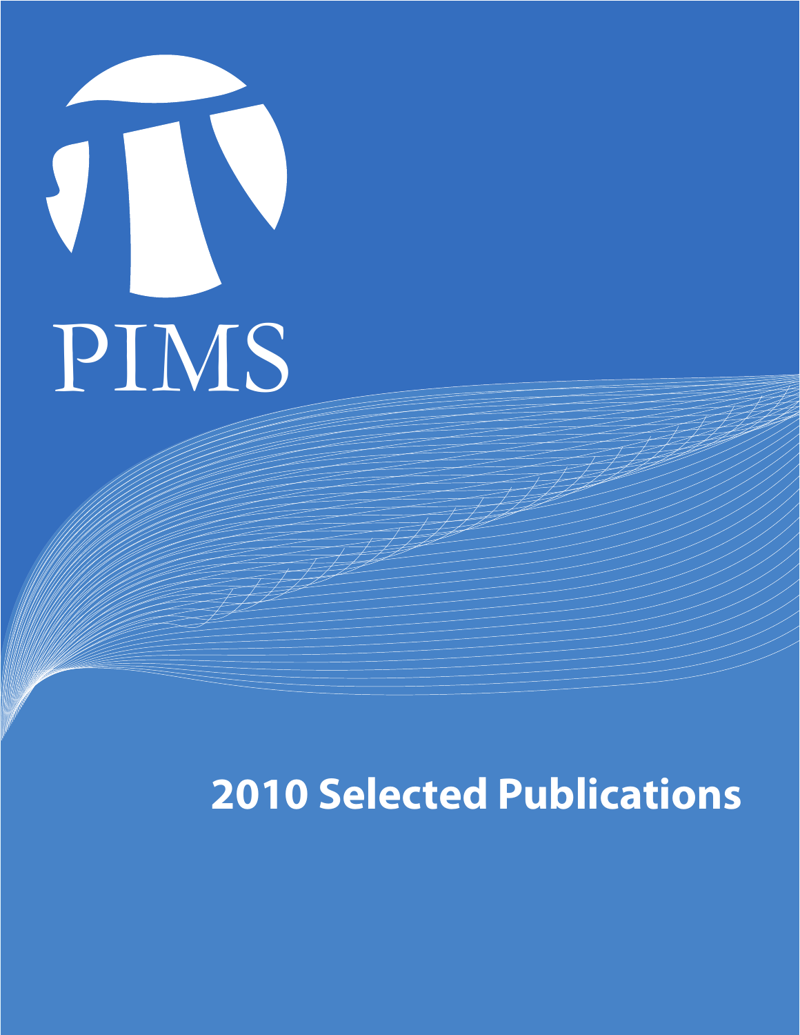PIMS

# 2010 Selected Publications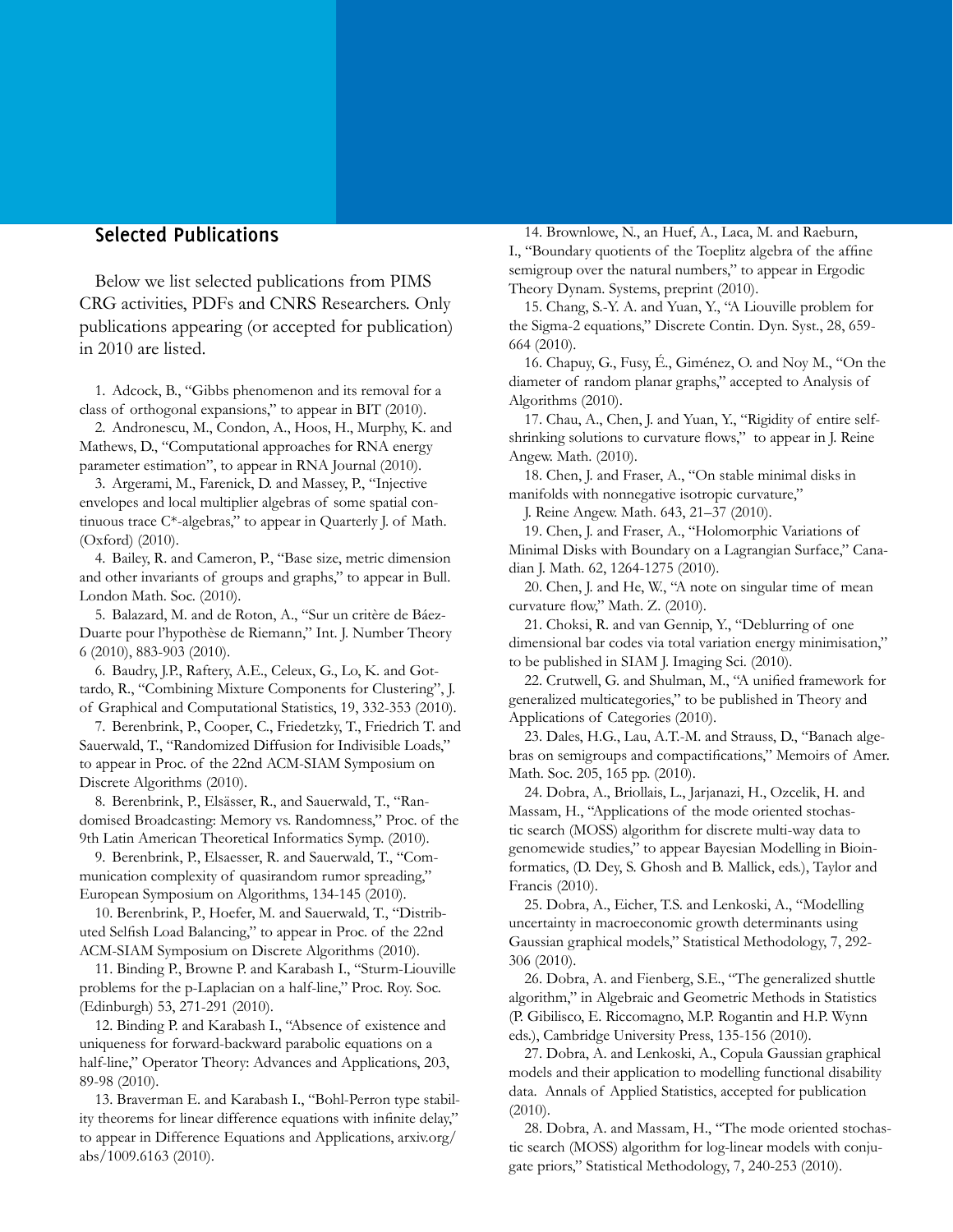## Selected Publications

Below we list selected publications from PIMS CRG activities, PDFs and CNRS Researchers. Only publications appearing (or accepted for publication) in 2010 are listed.

1. Adcock, B., "Gibbs phenomenon and its removal for a class of orthogonal expansions," to appear in BIT (2010).

2. Andronescu, M., Condon, A., Hoos, H., Murphy, K. and Mathews, D., "Computational approaches for RNA energy parameter estimation", to appear in RNA Journal (2010).

3. Argerami, M., Farenick, D. and Massey, P., "Injective envelopes and local multiplier algebras of some spatial continuous trace C*-algebras," to appear in Quarterly J. of Math. (Oxford) (2010).

4. Bailey, R. and Cameron, P., "Base size, metric dimension and other invariants of groups and graphs," to appear in Bull. London Math. Soc. (2010).

5. Balazard, M. and de Roton, A., "Sur un critère de Báez-Duarte pour l'hypothèse de Riemann," Int. J. Number Theory 6 (2010), 883-903 (2010).

6. Baudry, J.P., Raftery, A.E., Celeux, G., Lo, K. and Gottardo, R., "Combining Mixture Components for Clustering", J. of Graphical and Computational Statistics, 19, 332-353 (2010).

7. Berenbrink, P., Cooper, C., Friedetzky, T., Friedrich T. and Sauerwald, T., "Randomized Diffusion for Indivisible Loads," to appear in Proc. of the 22nd ACM-SIAM Symposium on Discrete Algorithms (2010).

8. Berenbrink, P., Elsässer, R., and Sauerwald, T., "Randomised Broadcasting: Memory vs. Randomness," Proc. of the 9th Latin American Theoretical Informatics Symp. (2010).

9. Berenbrink, P., Elsaesser, R. and Sauerwald, T., "Communication complexity of quasirandom rumor spreading," European Symposium on Algorithms, 134-145 (2010).

10. Berenbrink, P., Hoefer, M. and Sauerwald, T., "Distributed Selfish Load Balancing," to appear in Proc. of the 22nd ACM-SIAM Symposium on Discrete Algorithms (2010).

11. Binding P., Browne P. and Karabash I., "Sturm-Liouville problems for the p-Laplacian on a half-line," Proc. Roy. Soc. (Edinburgh) 53, 271-291 (2010).

12. Binding P. and Karabash I., "Absence of existence and uniqueness for forward-backward parabolic equations on a half-line," Operator Theory: Advances and Applications, 203, 89-98 (2010).

13. Braverman E. and Karabash I., "Bohl-Perron type stability theorems for linear difference equations with infinite delay," to appear in Difference Equations and Applications, arxiv.org/abs/1009.6163 (2010).

14. Brownlowe, N., an Huef, A., Laca, M. and Raeburn, I., "Boundary quotients of the Toeplitz algebra of the affine semigroup over the natural numbers," to appear in Ergodic Theory Dynam. Systems, preprint (2010).

15. Chang, S.-Y. A. and Yuan, Y., "A Liouville problem for the Sigma-2 equations," Discrete Contin. Dyn. Syst., 28, 659-664 (2010).

16. Chapuy, G., Fusy, É., Giménez, O. and Noy M., "On the diameter of random planar graphs," accepted to Analysis of Algorithms (2010).

17. Chau, A., Chen, J. and Yuan, Y., "Rigidity of entire self-shrinking solutions to curvature flows," to appear in J. Reine Angew. Math. (2010).

18. Chen, J. and Fraser, A., "On stable minimal disks in manifolds with nonnegative isotropic curvature," J. Reine Angew. Math. 643, 21–37 (2010).

19. Chen, J. and Fraser, A., "Holomorphic Variations of Minimal Disks with Boundary on a Lagrangian Surface," Canadian J. Math. 62, 1264-1275 (2010).

20. Chen, J. and He, W., "A note on singular time of mean curvature flow," Math. Z. (2010).

21. Choksi, R. and van Gennip, Y., "Deblurring of one dimensional bar codes via total variation energy minimisation," to be published in SIAM J. Imaging Sci. (2010).

22. Crutwell, G. and Shulman, M., "A unified framework for generalized multicategories," to be published in Theory and Applications of Categories (2010).

23. Dales, H.G., Lau, A.T.-M. and Strauss, D., "Banach algebras on semigroups and compactifications," Memoirs of Amer. Math. Soc. 205, 165 pp. (2010).

24. Dobra, A., Briollais, L., Jarjanazi, H., Ozcelik, H. and Massam, H., "Applications of the mode oriented stochastic search (MOSS) algorithm for discrete multi-way data to genomewide studies," to appear Bayesian Modelling in Bioinformatics, (D. Dey, S. Ghosh and B. Mallick, eds.), Taylor and Francis (2010).

25. Dobra, A., Eicher, T.S. and Lenkoski, A., "Modelling uncertainty in macroeconomic growth determinants using Gaussian graphical models," Statistical Methodology, 7, 292-306 (2010).

26. Dobra, A. and Fienberg, S.E., "The generalized shuttle algorithm," in Algebraic and Geometric Methods in Statistics (P. Gibilisco, E. Riccomagno, M.P. Rogantin and H.P. Wynn eds.), Cambridge University Press, 135-156 (2010).

27. Dobra, A. and Lenkoski, A., Copula Gaussian graphical models and their application to modelling functional disability data. Annals of Applied Statistics, accepted for publication (2010).

28. Dobra, A. and Massam, H., "The mode oriented stochastic search (MOSS) algorithm for log-linear models with conjugate priors," Statistical Methodology, 7, 240-253 (2010).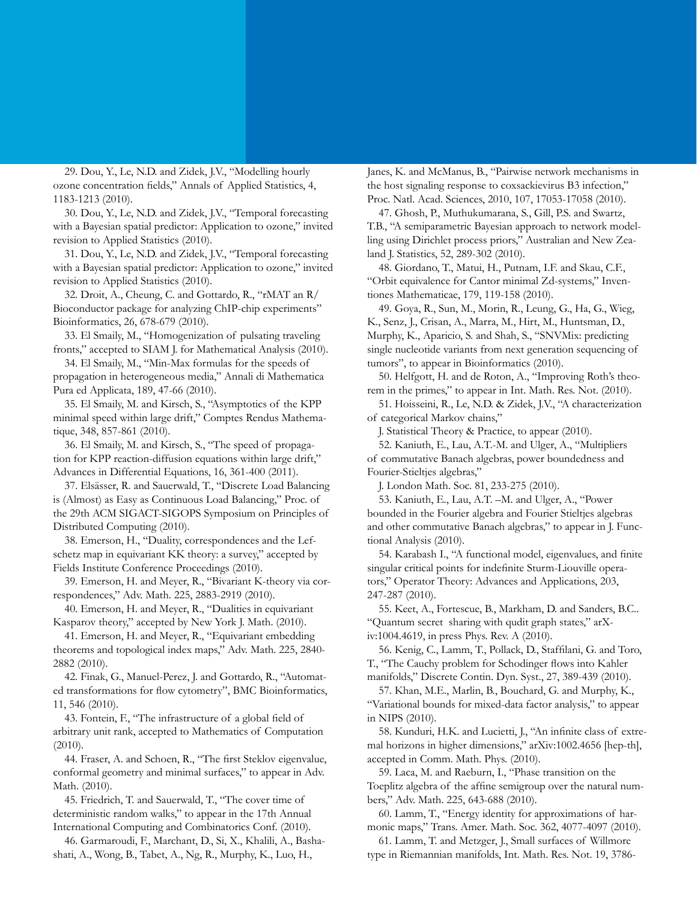29. Dou, Y., Le, N.D. and Zidek, J.V., "Modelling hourly ozone concentration fields," Annals of Applied Statistics, 4, 1183-1213 (2010).

30. Dou, Y., Le, N.D. and Zidek, J.V., "Temporal forecasting with a Bayesian spatial predictor: Application to ozone," invited revision to Applied Statistics (2010).

31. Dou, Y., Le, N.D. and Zidek, J.V., "Temporal forecasting with a Bayesian spatial predictor: Application to ozone," invited revision to Applied Statistics (2010).

32. Droit, A., Cheung, C. and Gottardo, R., "rMAT an R/Bioconductor package for analyzing ChIP-chip experiments" Bioinformatics, 26, 678-679 (2010).

33. El Smaily, M., "Homogenization of pulsating traveling fronts," accepted to SIAM J. for Mathematical Analysis (2010).

34. El Smaily, M., "Min-Max formulas for the speeds of propagation in heterogeneous media," Annali di Mathematica Pura ed Applicata, 189, 47-66 (2010).

35. El Smaily, M. and Kirsch, S., "Asymptotics of the KPP minimal speed within large drift," Comptes Rendus Mathematique, 348, 857-861 (2010).

36. El Smaily, M. and Kirsch, S., "The speed of propagation for KPP reaction-diffusion equations within large drift," Advances in Differential Equations, 16, 361-400 (2011).

37. Elsässer, R. and Sauerwald, T., "Discrete Load Balancing is (Almost) as Easy as Continuous Load Balancing," Proc. of the 29th ACM SIGACT-SIGOPS Symposium on Principles of Distributed Computing (2010).

38. Emerson, H., "Duality, correspondences and the Lefschetz map in equivariant KK theory: a survey," accepted by Fields Institute Conference Proceedings (2010).

39. Emerson, H. and Meyer, R., "Bivariant K-theory via correspondences," Adv. Math. 225, 2883-2919 (2010).

40. Emerson, H. and Meyer, R., "Dualities in equivariant Kasparov theory," accepted by New York J. Math. (2010).

41. Emerson, H. and Meyer, R., "Equivariant embedding theorems and topological index maps," Adv. Math. 225, 2840-2882 (2010).

42. Finak, G., Manuel-Perez, J. and Gottardo, R., "Automated transformations for flow cytometry", BMC Bioinformatics, 11, 546 (2010).

43. Fontein, F., "The infrastructure of a global field of arbitrary unit rank, accepted to Mathematics of Computation (2010).

44. Fraser, A. and Schoen, R., "The first Steklov eigenvalue, conformal geometry and minimal surfaces," to appear in Adv. Math. (2010).

45. Friedrich, T. and Sauerwald, T., "The cover time of deterministic random walks," to appear in the 17th Annual International Computing and Combinatorics Conf. (2010).

46. Garmaroudi, F., Marchant, D., Si, X., Khalili, A., Bashashati, A., Wong, B., Tabet, A., Ng, R., Murphy, K., Luo, H., Janes, K. and McManus, B., "Pairwise network mechanisms in the host signaling response to coxsackievirus B3 infection," Proc. Natl. Acad. Sciences, 2010, 107, 17053-17058 (2010).

47. Ghosh, P., Muthukumarana, S., Gill, P.S. and Swartz, T.B., "A semiparametric Bayesian approach to network modelling using Dirichlet process priors," Australian and New Zealand J. Statistics, 52, 289-302 (2010).

48. Giordano, T., Matui, H., Putnam, I.F. and Skau, C.F., "Orbit equivalence for Cantor minimal Zd-systems," Inventiones Mathematicae, 179, 119-158 (2010).

49. Goya, R., Sun, M., Morin, R., Leung, G., Ha, G., Wieg, K., Senz, J., Crisan, A., Marra, M., Hirt, M., Huntsman, D., Murphy, K., Aparicio, S. and Shah, S., "SNVMix: predicting single nucleotide variants from next generation sequencing of tumors", to appear in Bioinformatics (2010).

50. Helfgott, H. and de Roton, A., "Improving Roth's theorem in the primes," to appear in Int. Math. Res. Not. (2010).

51. Hoisseini, R., Le, N.D. & Zidek, J.V., "A characterization of categorical Markov chains,"
J. Statistical Theory & Practice, to appear (2010).

52. Kaniuth, E., Lau, A.T.-M. and Ulger, A., "Multipliers of commutative Banach algebras, power boundedness and Fourier-Stieltjes algebras,"
J. London Math. Soc. 81, 233-275 (2010).

53. Kaniuth, E., Lau, A.T. –M. and Ulger, A., "Power bounded in the Fourier algebra and Fourier Stieltjes algebras and other commutative Banach algebras," to appear in J. Functional Analysis (2010).

54. Karabash I., "A functional model, eigenvalues, and finite singular critical points for indefinite Sturm-Liouville operators," Operator Theory: Advances and Applications, 203, 247-287 (2010).

55. Keet, A., Fortescue, B., Markham, D. and Sanders, B.C.. "Quantum secret sharing with qudit graph states," arXiv:1004.4619, in press Phys. Rev. A (2010).

56. Kenig, C., Lamm, T., Pollack, D., Staffilani, G. and Toro, T., "The Cauchy problem for Schodinger flows into Kahler manifolds," Discrete Contin. Dyn. Syst., 27, 389-439 (2010).

57. Khan, M.E., Marlin, B., Bouchard, G. and Murphy, K., "Variational bounds for mixed-data factor analysis," to appear in NIPS (2010).

58. Kunduri, H.K. and Lucietti, J., "An infinite class of extremal horizons in higher dimensions," arXiv:1002.4656 [hep-th], accepted in Comm. Math. Phys. (2010).

59. Laca, M. and Raeburn, I., "Phase transition on the Toeplitz algebra of the affine semigroup over the natural numbers," Adv. Math. 225, 643-688 (2010).

60. Lamm, T., "Energy identity for approximations of harmonic maps," Trans. Amer. Math. Soc. 362, 4077-4097 (2010).

61. Lamm, T. and Metzger, J., Small surfaces of Willmore type in Riemannian manifolds, Int. Math. Res. Not. 19, 3786-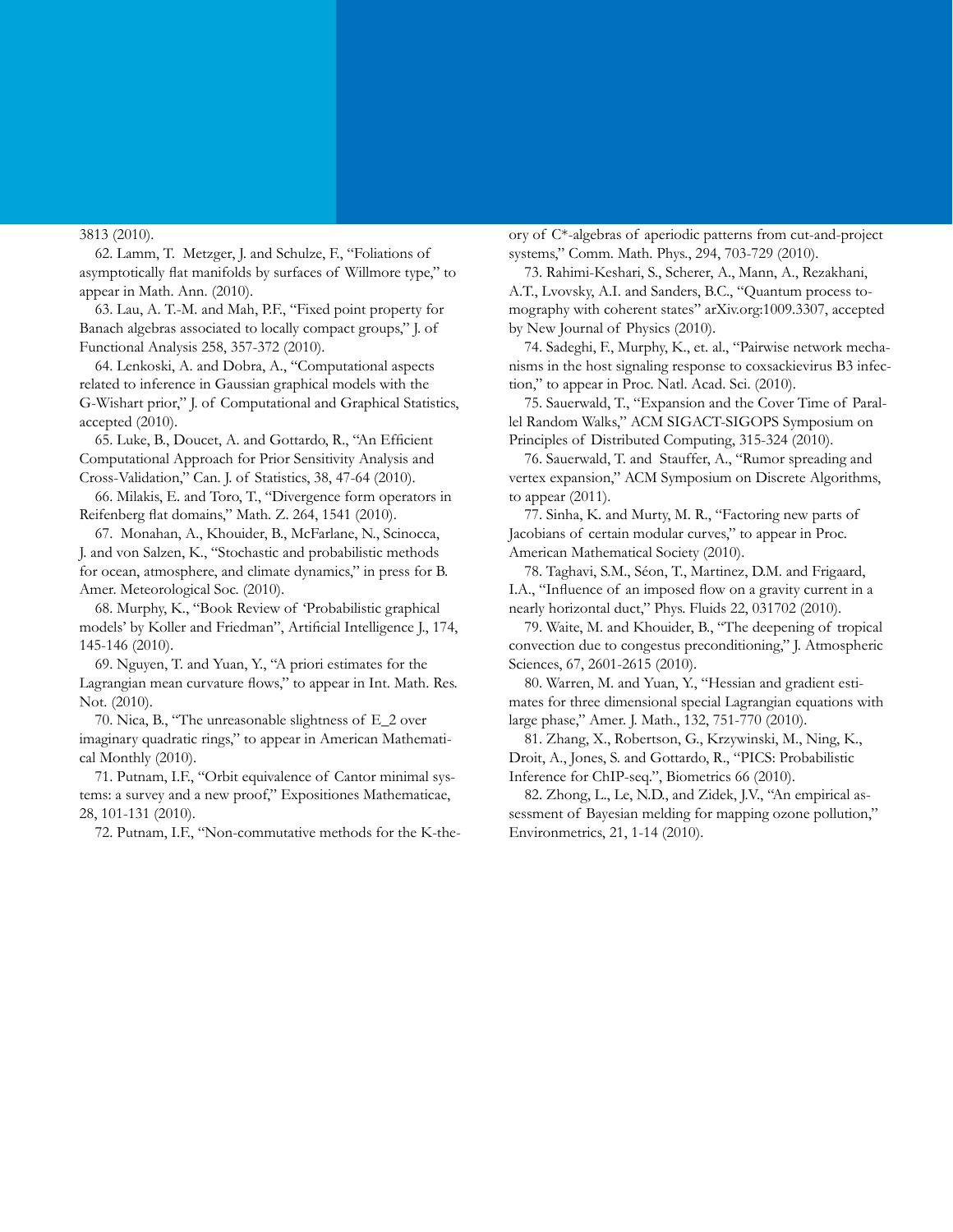3813 (2010).

62. Lamm, T. Metzger, J. and Schulze, F., "Foliations of asymptotically flat manifolds by surfaces of Willmore type," to appear in Math. Ann. (2010).

63. Lau, A. T.-M. and Mah, P.F., "Fixed point property for Banach algebras associated to locally compact groups," J. of Functional Analysis 258, 357-372 (2010).

64. Lenkoski, A. and Dobra, A., "Computational aspects related to inference in Gaussian graphical models with the G-Wishart prior," J. of Computational and Graphical Statistics, accepted (2010).

65. Luke, B., Doucet, A. and Gottardo, R., "An Efficient Computational Approach for Prior Sensitivity Analysis and Cross-Validation," Can. J. of Statistics, 38, 47-64 (2010).

66. Milakis, E. and Toro, T., "Divergence form operators in Reifenberg flat domains," Math. Z. 264, 1541 (2010).

67. Monahan, A., Khouider, B., McFarlane, N., Scinocca, J. and von Salzen, K., "Stochastic and probabilistic methods for ocean, atmosphere, and climate dynamics," in press for B. Amer. Meteorological Soc. (2010).

68. Murphy, K., "Book Review of 'Probabilistic graphical models' by Koller and Friedman", Artificial Intelligence J., 174, 145-146 (2010).

69. Nguyen, T. and Yuan, Y., "A priori estimates for the Lagrangian mean curvature flows," to appear in Int. Math. Res. Not. (2010).

70. Nica, B., "The unreasonable slightness of E_2 over imaginary quadratic rings," to appear in American Mathematical Monthly (2010).

71. Putnam, I.F., "Orbit equivalence of Cantor minimal systems: a survey and a new proof," Expositiones Mathematicae, 28, 101-131 (2010).

72. Putnam, I.F., "Non-commutative methods for the K-theory of C*-algebras of aperiodic patterns from cut-and-project systems," Comm. Math. Phys., 294, 703-729 (2010).

73. Rahimi-Keshari, S., Scherer, A., Mann, A., Rezakhani, A.T., Lvovsky, A.I. and Sanders, B.C., "Quantum process tomography with coherent states" arXiv.org:1009.3307, accepted by New Journal of Physics (2010).

74. Sadeghi, F., Murphy, K., et. al., "Pairwise network mechanisms in the host signaling response to coxsackievirus B3 infection," to appear in Proc. Natl. Acad. Sci. (2010).

75. Sauerwald, T., "Expansion and the Cover Time of Parallel Random Walks," ACM SIGACT-SIGOPS Symposium on Principles of Distributed Computing, 315-324 (2010).

76. Sauerwald, T. and Stauffer, A., "Rumor spreading and vertex expansion," ACM Symposium on Discrete Algorithms, to appear (2011).

77. Sinha, K. and Murty, M. R., "Factoring new parts of Jacobians of certain modular curves," to appear in Proc. American Mathematical Society (2010).

78. Taghavi, S.M., Séon, T., Martinez, D.M. and Frigaard, I.A., "Influence of an imposed flow on a gravity current in a nearly horizontal duct," Phys. Fluids 22, 031702 (2010).

79. Waite, M. and Khouider, B., "The deepening of tropical convection due to congestus preconditioning," J. Atmospheric Sciences, 67, 2601-2615 (2010).

80. Warren, M. and Yuan, Y., "Hessian and gradient estimates for three dimensional special Lagrangian equations with large phase," Amer. J. Math., 132, 751-770 (2010).

81. Zhang, X., Robertson, G., Krzywinski, M., Ning, K., Droit, A., Jones, S. and Gottardo, R., "PICS: Probabilistic Inference for ChIP-seq.", Biometrics 66 (2010).

82. Zhong, L., Le, N.D., and Zidek, J.V., "An empirical assessment of Bayesian melding for mapping ozone pollution," Environmetrics, 21, 1-14 (2010).